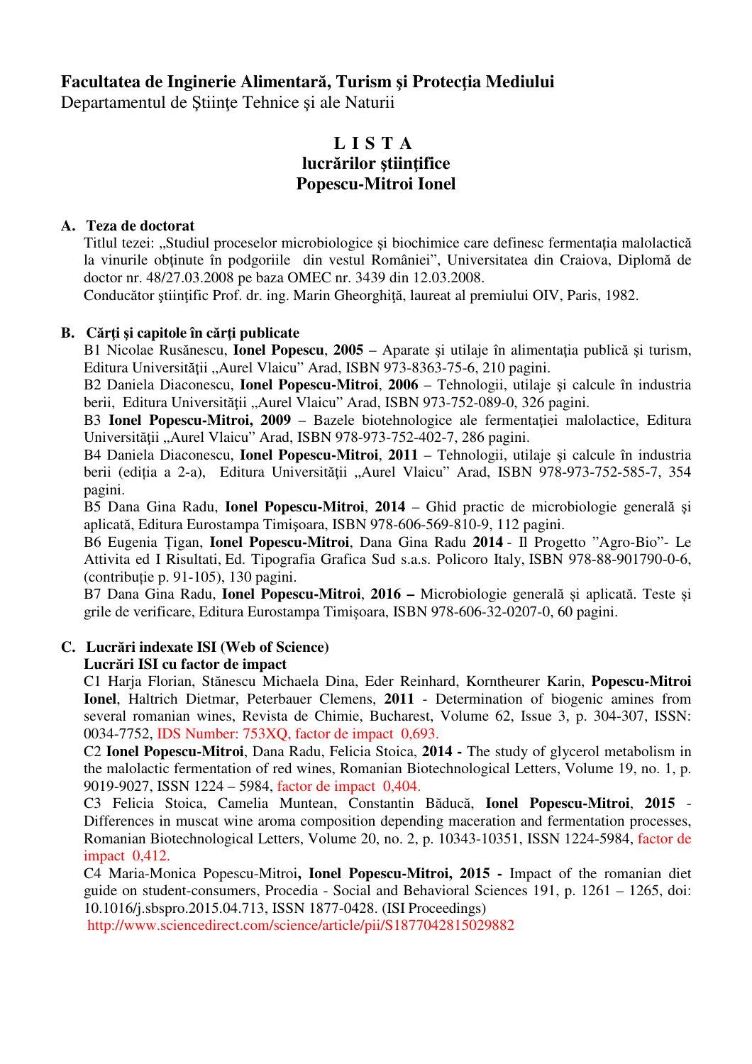**Facultatea de Inginerie Alimentară, Turism şi Protecţia Mediului**
Departamentul de Ştiinţe Tehnice şi ale Naturii

# L I S T A
## lucrărilor ştiinţifice
## Popescu-Mitroi Ionel

**A. Teza de doctorat**

Titlul tezei: „Studiul proceselor microbiologice şi biochimice care definesc fermentaţia malolactică la vinurile obţinute în podgoriile din vestul României", Universitatea din Craiova, Diplomă de doctor nr. 48/27.03.2008 pe baza OMEC nr. 3439 din 12.03.2008.
Conducător ştiinţific Prof. dr. ing. Marin Gheorghiţă, laureat al premiului OIV, Paris, 1982.

**B. Cărţi şi capitole în cărţi publicate**

B1 Nicolae Rusănescu, **Ionel Popescu**, **2005** – Aparate şi utilaje în alimentaţia publică şi turism, Editura Universităţii „Aurel Vlaicu" Arad, ISBN 973-8363-75-6, 210 pagini.

B2 Daniela Diaconescu, **Ionel Popescu-Mitroi**, **2006** – Tehnologii, utilaje şi calcule în industria berii, Editura Universităţii „Aurel Vlaicu" Arad, ISBN 973-752-089-0, 326 pagini.

B3 **Ionel Popescu-Mitroi, 2009** – Bazele biotehnologice ale fermentaţiei malolactice, Editura Universităţii „Aurel Vlaicu" Arad, ISBN 978-973-752-402-7, 286 pagini.

B4 Daniela Diaconescu, **Ionel Popescu-Mitroi**, **2011** – Tehnologii, utilaje şi calcule în industria berii (ediţia a 2-a), Editura Universităţii „Aurel Vlaicu" Arad, ISBN 978-973-752-585-7, 354 pagini.

B5 Dana Gina Radu, **Ionel Popescu-Mitroi**, **2014** – Ghid practic de microbiologie generală şi aplicată, Editura Eurostampa Timişoara, ISBN 978-606-569-810-9, 112 pagini.

B6 Eugenia Ţigan, **Ionel Popescu-Mitroi**, Dana Gina Radu **2014** - Il Progetto "Agro-Bio"- Le Attivita ed I Risultati, Ed. Tipografia Grafica Sud s.a.s. Policoro Italy, ISBN 978-88-901790-0-6, (contribuţie p. 91-105), 130 pagini.

B7 Dana Gina Radu, **Ionel Popescu-Mitroi**, **2016 –** Microbiologie generală și aplicată. Teste și grile de verificare, Editura Eurostampa Timișoara, ISBN 978-606-32-0207-0, 60 pagini.

**C. Lucrări indexate ISI (Web of Science)**

**Lucrări ISI cu factor de impact**

C1 Harja Florian, Stănescu Michaela Dina, Eder Reinhard, Korntheurer Karin, **Popescu-Mitroi Ionel**, Haltrich Dietmar, Peterbauer Clemens, **2011** - Determination of biogenic amines from several romanian wines, Revista de Chimie, Bucharest, Volume 62, Issue 3, p. 304-307, ISSN: 0034-7752, IDS Number: 753XQ, factor de impact 0,693.

C2 **Ionel Popescu-Mitroi**, Dana Radu, Felicia Stoica, **2014 -** The study of glycerol metabolism in the malolactic fermentation of red wines, Romanian Biotechnological Letters, Volume 19, no. 1, p. 9019-9027, ISSN 1224 – 5984, factor de impact 0,404.

C3 Felicia Stoica, Camelia Muntean, Constantin Băducă, **Ionel Popescu-Mitroi**, **2015** - Differences in muscat wine aroma composition depending maceration and fermentation processes, Romanian Biotechnological Letters, Volume 20, no. 2, p. 10343-10351, ISSN 1224-5984, factor de impact 0,412.

C4 Maria-Monica Popescu-Mitroi**, Ionel Popescu-Mitroi, 2015 -** Impact of the romanian diet guide on student-consumers, Procedia - Social and Behavioral Sciences 191, p. 1261 – 1265, doi: 10.1016/j.sbspro.2015.04.713, ISSN 1877-0428. (ISI Proceedings)
http://www.sciencedirect.com/science/article/pii/S1877042815029882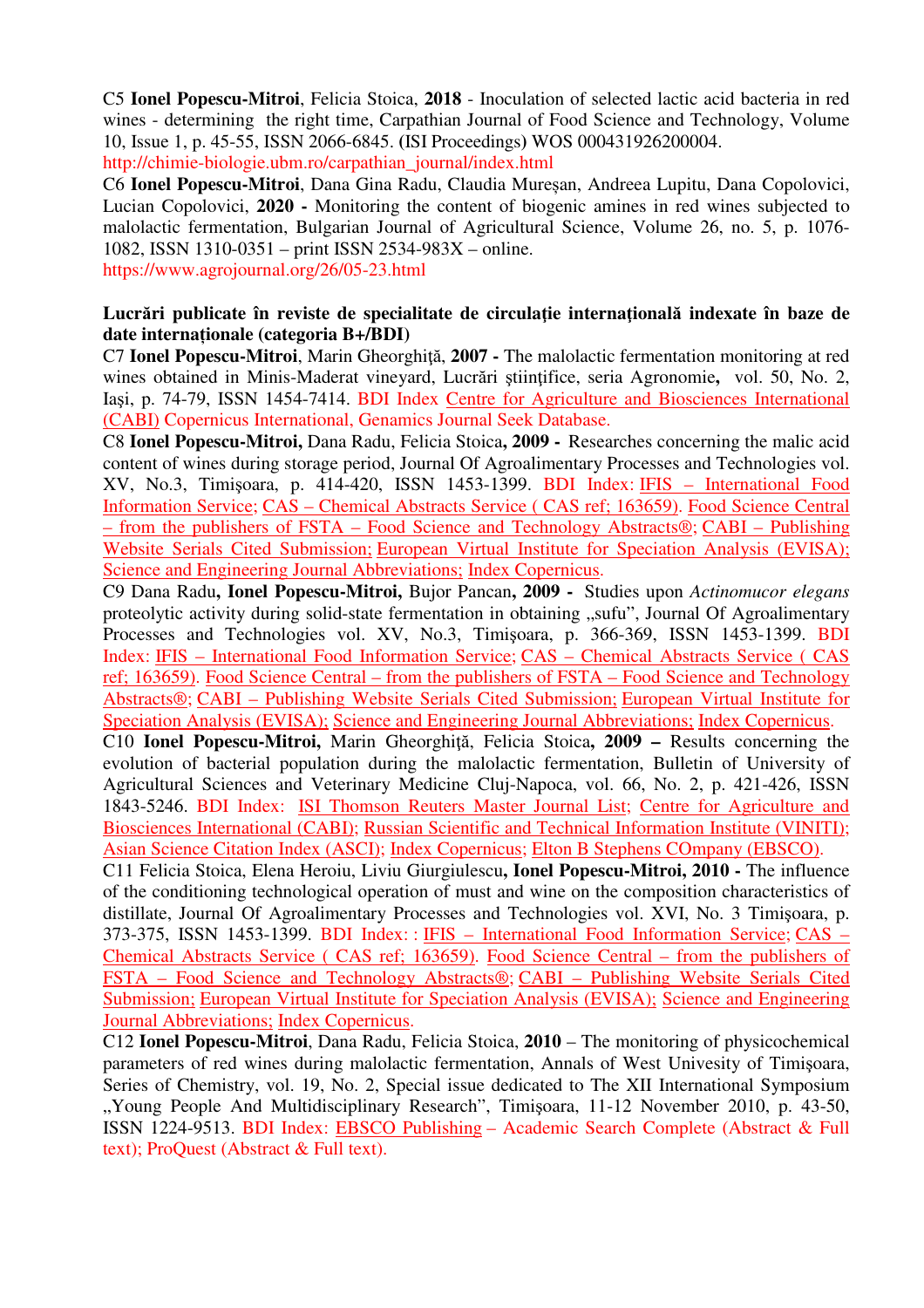C5 **Ionel Popescu-Mitroi**, Felicia Stoica, **2018** - Inoculation of selected lactic acid bacteria in red wines - determining the right time, Carpathian Journal of Food Science and Technology, Volume 10, Issue 1, p. 45-55, ISSN 2066-6845. (ISI Proceedings) WOS 000431926200004.
http://chimie-biologie.ubm.ro/carpathian_journal/index.html

C6 **Ionel Popescu-Mitroi**, Dana Gina Radu, Claudia Mureșan, Andreea Lupitu, Dana Copolovici, Lucian Copolovici, **2020 -** Monitoring the content of biogenic amines in red wines subjected to malolactic fermentation, Bulgarian Journal of Agricultural Science, Volume 26, no. 5, p. 1076-1082, ISSN 1310-0351 – print ISSN 2534-983X – online.
https://www.agrojournal.org/26/05-23.html

**Lucrări publicate în reviste de specialitate de circulație internațională indexate în baze de date internaționale (categoria B+/BDI)**

C7 **Ionel Popescu-Mitroi**, Marin Gheorghiță, **2007 -** The malolactic fermentation monitoring at red wines obtained in Minis-Maderat vineyard, Lucrări științifice, seria Agronomie**,** vol. 50, No. 2, Iași, p. 74-79, ISSN 1454-7414. BDI Index Centre for Agriculture and Biosciences International (CABI) Copernicus International, Genamics Journal Seek Database.

C8 **Ionel Popescu-Mitroi,** Dana Radu, Felicia Stoica**, 2009 -** Researches concerning the malic acid content of wines during storage period, Journal Of Agroalimentary Processes and Technologies vol. XV, No.3, Timișoara, p. 414-420, ISSN 1453-1399. BDI Index: IFIS – International Food Information Service; CAS – Chemical Abstracts Service ( CAS ref; 163659). Food Science Central – from the publishers of FSTA – Food Science and Technology Abstracts®; CABI – Publishing Website Serials Cited Submission; European Virtual Institute for Speciation Analysis (EVISA); Science and Engineering Journal Abbreviations; Index Copernicus.

C9 Dana Radu**, Ionel Popescu-Mitroi,** Bujor Pancan**, 2009 -** Studies upon *Actinomucor elegans* proteolytic activity during solid-state fermentation in obtaining „sufu", Journal Of Agroalimentary Processes and Technologies vol. XV, No.3, Timișoara, p. 366-369, ISSN 1453-1399. BDI Index: IFIS – International Food Information Service; CAS – Chemical Abstracts Service ( CAS ref; 163659). Food Science Central – from the publishers of FSTA – Food Science and Technology Abstracts®; CABI – Publishing Website Serials Cited Submission; European Virtual Institute for Speciation Analysis (EVISA); Science and Engineering Journal Abbreviations; Index Copernicus.

C10 **Ionel Popescu-Mitroi,** Marin Gheorghiță, Felicia Stoica**, 2009 –** Results concerning the evolution of bacterial population during the malolactic fermentation, Bulletin of University of Agricultural Sciences and Veterinary Medicine Cluj-Napoca, vol. 66, No. 2, p. 421-426, ISSN 1843-5246. BDI Index: ISI Thomson Reuters Master Journal List; Centre for Agriculture and Biosciences International (CABI); Russian Scientific and Technical Information Institute (VINITI); Asian Science Citation Index (ASCI); Index Copernicus; Elton B Stephens COmpany (EBSCO).

C11 Felicia Stoica, Elena Heroiu, Liviu Giurgiulescu**, Ionel Popescu-Mitroi, 2010 -** The influence of the conditioning technological operation of must and wine on the composition characteristics of distillate, Journal Of Agroalimentary Processes and Technologies vol. XVI, No. 3 Timișoara, p. 373-375, ISSN 1453-1399. BDI Index: : IFIS – International Food Information Service; CAS – Chemical Abstracts Service ( CAS ref; 163659). Food Science Central – from the publishers of FSTA – Food Science and Technology Abstracts®; CABI – Publishing Website Serials Cited Submission; European Virtual Institute for Speciation Analysis (EVISA); Science and Engineering Journal Abbreviations; Index Copernicus.

C12 **Ionel Popescu-Mitroi**, Dana Radu, Felicia Stoica, **2010** – The monitoring of physicochemical parameters of red wines during malolactic fermentation, Annals of West Univesity of Timișoara, Series of Chemistry, vol. 19, No. 2, Special issue dedicated to The XII International Symposium „Young People And Multidisciplinary Research", Timișoara, 11-12 November 2010, p. 43-50, ISSN 1224-9513. BDI Index: EBSCO Publishing – Academic Search Complete (Abstract & Full text); ProQuest (Abstract & Full text).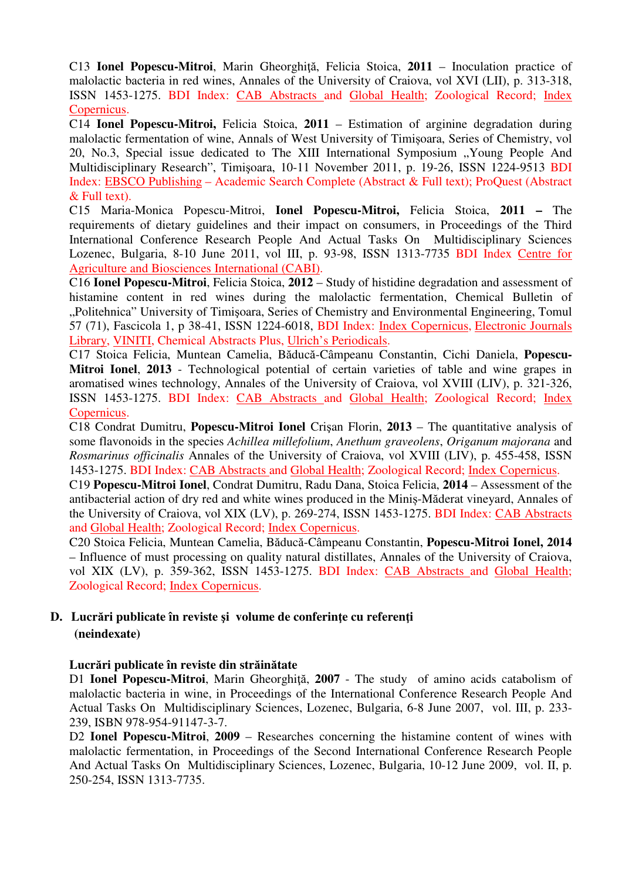C13 **Ionel Popescu-Mitroi**, Marin Gheorghiţă, Felicia Stoica, **2011** – Inoculation practice of malolactic bacteria in red wines, Annales of the University of Craiova, vol XVI (LII), p. 313-318, ISSN 1453-1275. BDI Index: CAB Abstracts and Global Health; Zoological Record; Index Copernicus.

C14 **Ionel Popescu-Mitroi,** Felicia Stoica, **2011** – Estimation of arginine degradation during malolactic fermentation of wine, Annals of West University of Timişoara, Series of Chemistry, vol 20, No.3, Special issue dedicated to The XIII International Symposium „Young People And Multidisciplinary Research", Timişoara, 10-11 November 2011, p. 19-26, ISSN 1224-9513 BDI Index: EBSCO Publishing – Academic Search Complete (Abstract & Full text); ProQuest (Abstract & Full text).

C15 Maria-Monica Popescu-Mitroi, **Ionel Popescu-Mitroi,** Felicia Stoica, **2011 –** The requirements of dietary guidelines and their impact on consumers, in Proceedings of the Third International Conference Research People And Actual Tasks On Multidisciplinary Sciences Lozenec, Bulgaria, 8-10 June 2011, vol III, p. 93-98, ISSN 1313-7735 BDI Index Centre for Agriculture and Biosciences International (CABI).

C16 **Ionel Popescu-Mitroi**, Felicia Stoica, **2012** – Study of histidine degradation and assessment of histamine content in red wines during the malolactic fermentation, Chemical Bulletin of „Politehnica" University of Timişoara, Series of Chemistry and Environmental Engineering, Tomul 57 (71), Fascicola 1, p 38-41, ISSN 1224-6018, BDI Index: Index Copernicus, Electronic Journals Library, VINITI, Chemical Abstracts Plus, Ulrich's Periodicals.

C17 Stoica Felicia, Muntean Camelia, Băducă-Câmpeanu Constantin, Cichi Daniela, **Popescu-Mitroi Ionel**, **2013** - Technological potential of certain varieties of table and wine grapes in aromatised wines technology, Annales of the University of Craiova, vol XVIII (LIV), p. 321-326, ISSN 1453-1275. BDI Index: CAB Abstracts and Global Health; Zoological Record; Index Copernicus.

C18 Condrat Dumitru, **Popescu-Mitroi Ionel** Crişan Florin, **2013** – The quantitative analysis of some flavonoids in the species *Achillea millefolium*, *Anethum graveolens*, *Origanum majorana* and *Rosmarinus officinalis* Annales of the University of Craiova, vol XVIII (LIV), p. 455-458, ISSN 1453-1275. BDI Index: CAB Abstracts and Global Health; Zoological Record; Index Copernicus.

C19 **Popescu-Mitroi Ionel**, Condrat Dumitru, Radu Dana, Stoica Felicia, **2014** – Assessment of the antibacterial action of dry red and white wines produced in the Miniş-Măderat vineyard, Annales of the University of Craiova, vol XIX (LV), p. 269-274, ISSN 1453-1275. BDI Index: CAB Abstracts and Global Health; Zoological Record; Index Copernicus.

C20 Stoica Felicia, Muntean Camelia, Băducă-Câmpeanu Constantin, **Popescu-Mitroi Ionel, 2014** – Influence of must processing on quality natural distillates, Annales of the University of Craiova, vol XIX (LV), p. 359-362, ISSN 1453-1275. BDI Index: CAB Abstracts and Global Health; Zoological Record; Index Copernicus.

## D. Lucrări publicate în reviste şi volume de conferinţe cu referenţi (neindexate)

### Lucrări publicate în reviste din străinătate

D1 **Ionel Popescu-Mitroi**, Marin Gheorghiţă, **2007** - The study of amino acids catabolism of malolactic bacteria in wine, in Proceedings of the International Conference Research People And Actual Tasks On Multidisciplinary Sciences, Lozenec, Bulgaria, 6-8 June 2007, vol. III, p. 233-239, ISBN 978-954-91147-3-7.

D2 **Ionel Popescu-Mitroi**, **2009** – Researches concerning the histamine content of wines with malolactic fermentation, in Proceedings of the Second International Conference Research People And Actual Tasks On Multidisciplinary Sciences, Lozenec, Bulgaria, 10-12 June 2009, vol. II, p. 250-254, ISSN 1313-7735.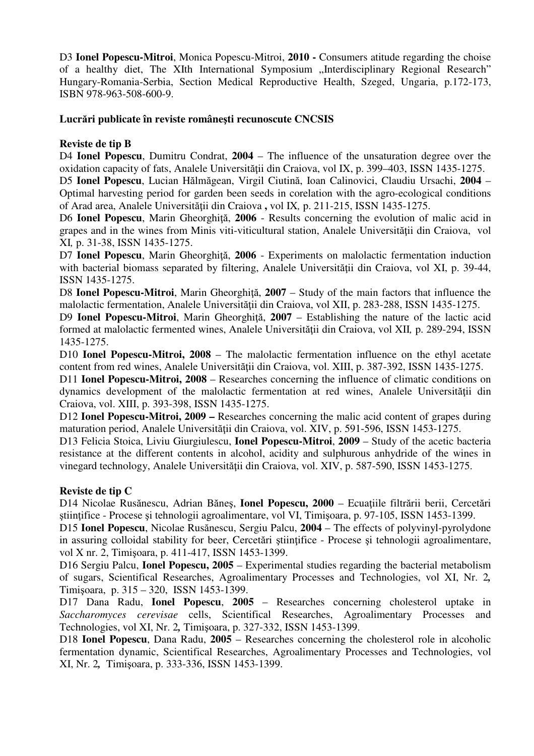D3 **Ionel Popescu-Mitroi**, Monica Popescu-Mitroi, **2010 -** Consumers atitude regarding the choise of a healthy diet, The XIth International Symposium „Interdisciplinary Regional Research" Hungary-Romania-Serbia, Section Medical Reproductive Health, Szeged, Ungaria, p.172-173, ISBN 978-963-508-600-9.

**Lucrări publicate în reviste româneşti recunoscute CNCSIS**

**Reviste de tip B**

D4 **Ionel Popescu**, Dumitru Condrat, **2004** – The influence of the unsaturation degree over the oxidation capacity of fats, Analele Universităţii din Craiova, vol IX, p. 399–403, ISSN 1435-1275.

D5 **Ionel Popescu**, Lucian Hălmăgean, Virgil Ciutină, Ioan Calinovici, Claudiu Ursachi, **2004** – Optimal harvesting period for garden been seeds in corelation with the agro-ecological conditions of Arad area, Analele Universităţii din Craiova **,** vol IX*,* p. 211-215, ISSN 1435-1275.

D6 **Ionel Popescu**, Marin Gheorghiţă, **2006** - Results concerning the evolution of malic acid in grapes and in the wines from Minis viti-viticultural station, Analele Universităţii din Craiova, vol XI*,* p. 31-38, ISSN 1435-1275.

D7 **Ionel Popescu**, Marin Gheorghiţă, **2006** - Experiments on malolactic fermentation induction with bacterial biomass separated by filtering, Analele Universităţii din Craiova, vol XI, p. 39-44, ISSN 1435-1275.

D8 **Ionel Popescu-Mitroi**, Marin Gheorghiţă, **2007** – Study of the main factors that influence the malolactic fermentation, Analele Universităţii din Craiova, vol XII, p. 283-288, ISSN 1435-1275.

D9 **Ionel Popescu-Mitroi**, Marin Gheorghiţă, **2007** – Establishing the nature of the lactic acid formed at malolactic fermented wines, Analele Universităţii din Craiova, vol XII*,* p. 289-294, ISSN 1435-1275.

D10 **Ionel Popescu-Mitroi, 2008** – The malolactic fermentation influence on the ethyl acetate content from red wines, Analele Universităţii din Craiova, vol. XIII, p. 387-392, ISSN 1435-1275.

D11 **Ionel Popescu-Mitroi, 2008** – Researches concerning the influence of climatic conditions on dynamics development of the malolactic fermentation at red wines, Analele Universităţii din Craiova, vol. XIII, p. 393-398, ISSN 1435-1275.

D12 **Ionel Popescu-Mitroi, 2009 –** Researches concerning the malic acid content of grapes during maturation period, Analele Universităţii din Craiova, vol. XIV, p. 591-596, ISSN 1453-1275.

D13 Felicia Stoica, Liviu Giurgiulescu, **Ionel Popescu-Mitroi**, **2009** – Study of the acetic bacteria resistance at the different contents in alcohol, acidity and sulphurous anhydride of the wines in vinegard technology, Analele Universităţii din Craiova, vol. XIV, p. 587-590, ISSN 1453-1275.

**Reviste de tip C**

D14 Nicolae Rusănescu, Adrian Băneş, **Ionel Popescu, 2000** – Ecuaţiile filtrării berii, Cercetări ştiinţifice - Procese şi tehnologii agroalimentare, vol VI, Timişoara, p. 97-105, ISSN 1453-1399.

D15 **Ionel Popescu**, Nicolae Rusănescu, Sergiu Palcu, **2004** – The effects of polyvinyl-pyrolydone in assuring colloidal stability for beer, Cercetări ştiinţifice - Procese şi tehnologii agroalimentare, vol X nr. 2, Timişoara, p. 411-417, ISSN 1453-1399.

D16 Sergiu Palcu, **Ionel Popescu, 2005** – Experimental studies regarding the bacterial metabolism of sugars, Scientifical Researches, Agroalimentary Processes and Technologies, vol XI, Nr. 2*,* Timişoara, p. 315 – 320, ISSN 1453-1399.

D17 Dana Radu, **Ionel Popescu**, **2005** – Researches concerning cholesterol uptake in *Saccharomyces cerevisae* cells, Scientifical Researches, Agroalimentary Processes and Technologies, vol XI, Nr. 2*,* Timişoara, p. 327-332, ISSN 1453-1399.

D18 **Ionel Popescu**, Dana Radu, **2005** – Researches concerning the cholesterol role in alcoholic fermentation dynamic, Scientifical Researches, Agroalimentary Processes and Technologies, vol XI, Nr. 2*,* Timişoara, p. 333-336, ISSN 1453-1399.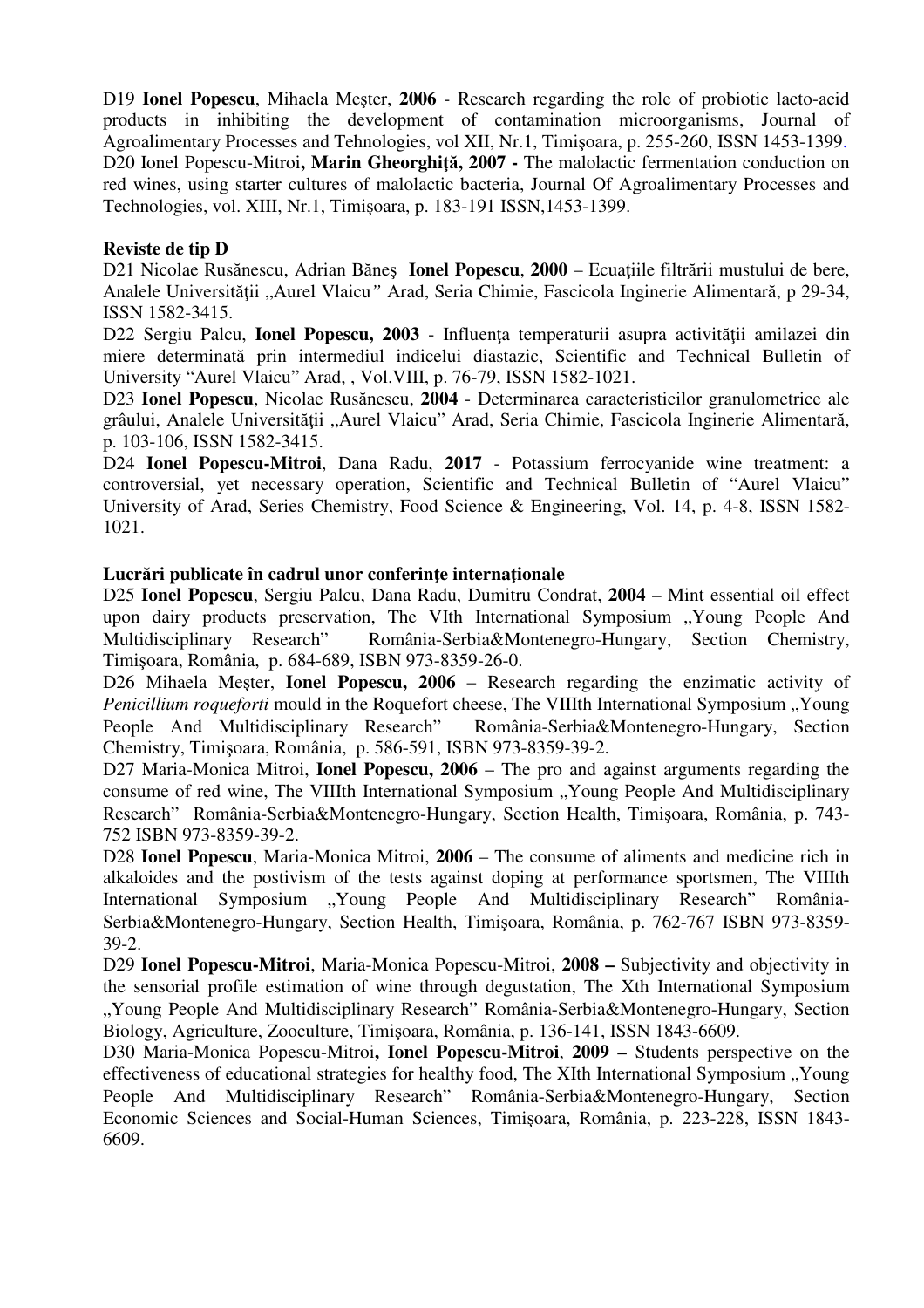D19 **Ionel Popescu**, Mihaela Meşter, **2006** - Research regarding the role of probiotic lacto-acid products in inhibiting the development of contamination microorganisms, Journal of Agroalimentary Processes and Tehnologies, vol XII, Nr.1, Timişoara, p. 255-260, ISSN 1453-1399.
D20 Ionel Popescu-Mitroi**, Marin Gheorghiţă, 2007 -** The malolactic fermentation conduction on red wines, using starter cultures of malolactic bacteria, Journal Of Agroalimentary Processes and Technologies, vol. XIII, Nr.1, Timişoara, p. 183-191 ISSN,1453-1399.

**Reviste de tip D**

D21 Nicolae Rusănescu, Adrian Băneş **Ionel Popescu**, **2000** – Ecuaţiile filtrării mustului de bere, Analele Universităţii „Aurel Vlaicu*"* Arad, Seria Chimie, Fascicola Inginerie Alimentară, p 29-34, ISSN 1582-3415.
D22 Sergiu Palcu, **Ionel Popescu, 2003** - Influenţa temperaturii asupra activităţii amilazei din miere determinată prin intermediul indicelui diastazic, Scientific and Technical Bulletin of University "Aurel Vlaicu" Arad, , Vol.VIII, p. 76-79, ISSN 1582-1021.
D23 **Ionel Popescu**, Nicolae Rusănescu, **2004** - Determinarea caracteristicilor granulometrice ale grâului, Analele Universităţii „Aurel Vlaicu" Arad, Seria Chimie, Fascicola Inginerie Alimentară, p. 103-106, ISSN 1582-3415.
D24 **Ionel Popescu-Mitroi**, Dana Radu, **2017** - Potassium ferrocyanide wine treatment: a controversial, yet necessary operation, Scientific and Technical Bulletin of "Aurel Vlaicu" University of Arad, Series Chemistry, Food Science & Engineering, Vol. 14, p. 4-8, ISSN 1582-1021.

**Lucrări publicate în cadrul unor conferinţe internaţionale**

D25 **Ionel Popescu**, Sergiu Palcu, Dana Radu, Dumitru Condrat, **2004** – Mint essential oil effect upon dairy products preservation, The VIth International Symposium „Young People And Multidisciplinary Research" România-Serbia&Montenegro-Hungary, Section Chemistry, Timişoara, România, p. 684-689, ISBN 973-8359-26-0.
D26 Mihaela Meşter, **Ionel Popescu, 2006** – Research regarding the enzimatic activity of *Penicillium roqueforti* mould in the Roquefort cheese, The VIIIth International Symposium „Young People And Multidisciplinary Research" România-Serbia&Montenegro-Hungary, Section Chemistry, Timişoara, România, p. 586-591, ISBN 973-8359-39-2.
D27 Maria-Monica Mitroi, **Ionel Popescu, 2006** – The pro and against arguments regarding the consume of red wine, The VIIIth International Symposium „Young People And Multidisciplinary Research" România-Serbia&Montenegro-Hungary, Section Health, Timişoara, România, p. 743-752 ISBN 973-8359-39-2.
D28 **Ionel Popescu**, Maria-Monica Mitroi, **2006** – The consume of aliments and medicine rich in alkaloides and the postivism of the tests against doping at performance sportsmen, The VIIIth International Symposium „Young People And Multidisciplinary Research" România-Serbia&Montenegro-Hungary, Section Health, Timişoara, România, p. 762-767 ISBN 973-8359-39-2.
D29 **Ionel Popescu-Mitroi**, Maria-Monica Popescu-Mitroi, **2008 –** Subjectivity and objectivity in the sensorial profile estimation of wine through degustation, The Xth International Symposium „Young People And Multidisciplinary Research" România-Serbia&Montenegro-Hungary, Section Biology, Agriculture, Zooculture, Timişoara, România, p. 136-141, ISSN 1843-6609.
D30 Maria-Monica Popescu-Mitroi**, Ionel Popescu-Mitroi**, **2009 –** Students perspective on the effectiveness of educational strategies for healthy food, The XIth International Symposium „Young People And Multidisciplinary Research" România-Serbia&Montenegro-Hungary, Section Economic Sciences and Social-Human Sciences, Timişoara, România, p. 223-228, ISSN 1843-6609.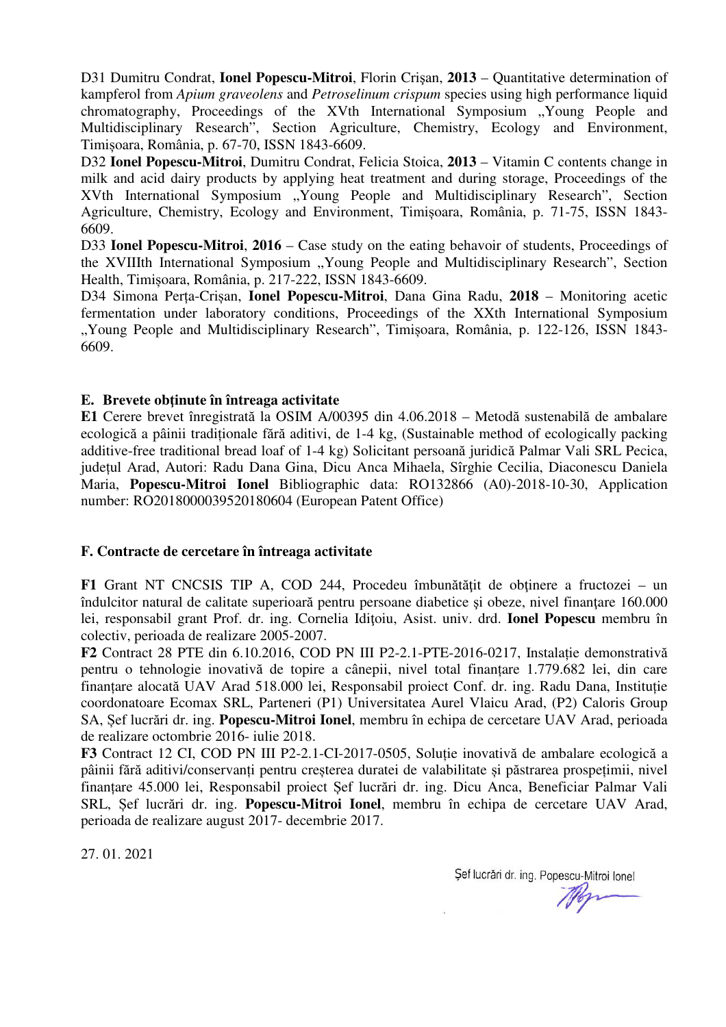D31 Dumitru Condrat, **Ionel Popescu-Mitroi**, Florin Crişan, **2013** – Quantitative determination of kampferol from *Apium graveolens* and *Petroselinum crispum* species using high performance liquid chromatography, Proceedings of the XVth International Symposium „Young People and Multidisciplinary Research", Section Agriculture, Chemistry, Ecology and Environment, Timișoara, România, p. 67-70, ISSN 1843-6609.

D32 **Ionel Popescu-Mitroi**, Dumitru Condrat, Felicia Stoica, **2013** – Vitamin C contents change in milk and acid dairy products by applying heat treatment and during storage, Proceedings of the XVth International Symposium „Young People and Multidisciplinary Research", Section Agriculture, Chemistry, Ecology and Environment, Timișoara, România, p. 71-75, ISSN 1843-6609.

D33 **Ionel Popescu-Mitroi**, **2016** – Case study on the eating behavoir of students, Proceedings of the XVIIIth International Symposium „Young People and Multidisciplinary Research", Section Health, Timișoara, România, p. 217-222, ISSN 1843-6609.

D34 Simona Perța-Crișan, **Ionel Popescu-Mitroi**, Dana Gina Radu, **2018** – Monitoring acetic fermentation under laboratory conditions, Proceedings of the XXth International Symposium „Young People and Multidisciplinary Research", Timișoara, România, p. 122-126, ISSN 1843-6609.

## E. Brevete obținute în întreaga activitate

**E1** Cerere brevet înregistrată la OSIM A/00395 din 4.06.2018 – Metodă sustenabilă de ambalare ecologică a pâinii tradiționale fără aditivi, de 1-4 kg, (Sustainable method of ecologically packing additive-free traditional bread loaf of 1-4 kg) Solicitant persoană juridică Palmar Vali SRL Pecica, județul Arad, Autori: Radu Dana Gina, Dicu Anca Mihaela, Sîrghie Cecilia, Diaconescu Daniela Maria, **Popescu-Mitroi Ionel** Bibliographic data: RO132866 (A0)-2018-10-30, Application number: RO20180000395201806​04 (European Patent Office)

## F. Contracte de cercetare în întreaga activitate

**F1** Grant NT CNCSIS TIP A, COD 244, Procedeu îmbunătățit de obținere a fructozei – un îndulcitor natural de calitate superioară pentru persoane diabetice şi obeze, nivel finanțare 160.000 lei, responsabil grant Prof. dr. ing. Cornelia Idiţoiu, Asist. univ. drd. **Ionel Popescu** membru în colectiv, perioada de realizare 2005-2007.

**F2** Contract 28 PTE din 6.10.2016, COD PN III P2-2.1-PTE-2016-0217, Instalație demonstrativă pentru o tehnologie inovativă de topire a cânepii, nivel total finanțare 1.779.682 lei, din care finanțare alocată UAV Arad 518.000 lei, Responsabil proiect Conf. dr. ing. Radu Dana, Instituție coordonatoare Ecomax SRL, Parteneri (P1) Universitatea Aurel Vlaicu Arad, (P2) Caloris Group SA, Șef lucrări dr. ing. **Popescu-Mitroi Ionel**, membru în echipa de cercetare UAV Arad, perioada de realizare octombrie 2016- iulie 2018.

**F3** Contract 12 CI, COD PN III P2-2.1-CI-2017-0505, Soluție inovativă de ambalare ecologică a pâinii fără aditivi/conservanți pentru creșterea duratei de valabilitate și păstrarea prospețimii, nivel finanțare 45.000 lei, Responsabil proiect Șef lucrări dr. ing. Dicu Anca, Beneficiar Palmar Vali SRL, Șef lucrări dr. ing. **Popescu-Mitroi Ionel**, membru în echipa de cercetare UAV Arad, perioada de realizare august 2017- decembrie 2017.

27. 01. 2021

Șef lucrări dr. ing. Popescu-Mitroi Ionel